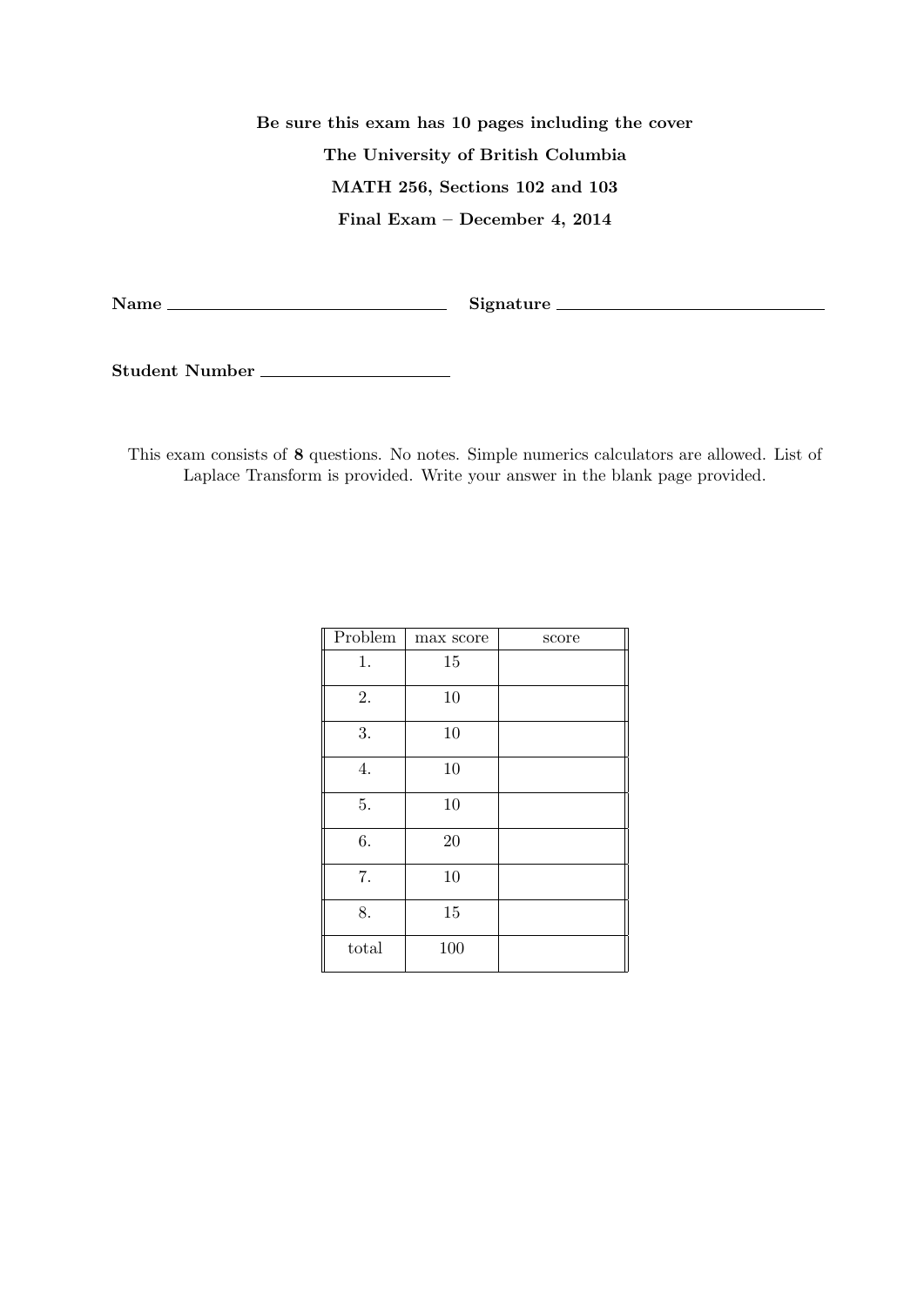**Be sure this exam has 10 pages including the cover**

**The University of British Columbia**

**MATH 256, Sections 102 and 103**

**Final Exam – December 4, 2014**

**Name** ______________________________ **Signature** ______________________________

**Student Number** ____________________

This exam consists of **8** questions. No notes. Simple numerics calculators are allowed. List of Laplace Transform is provided. Write your answer in the blank page provided.

| Problem | max score | score |
|---|---|---|
| 1. | 15 | |
| 2. | 10 | |
| 3. | 10 | |
| 4. | 10 | |
| 5. | 10 | |
| 6. | 20 | |
| 7. | 10 | |
| 8. | 15 | |
| total | 100 | |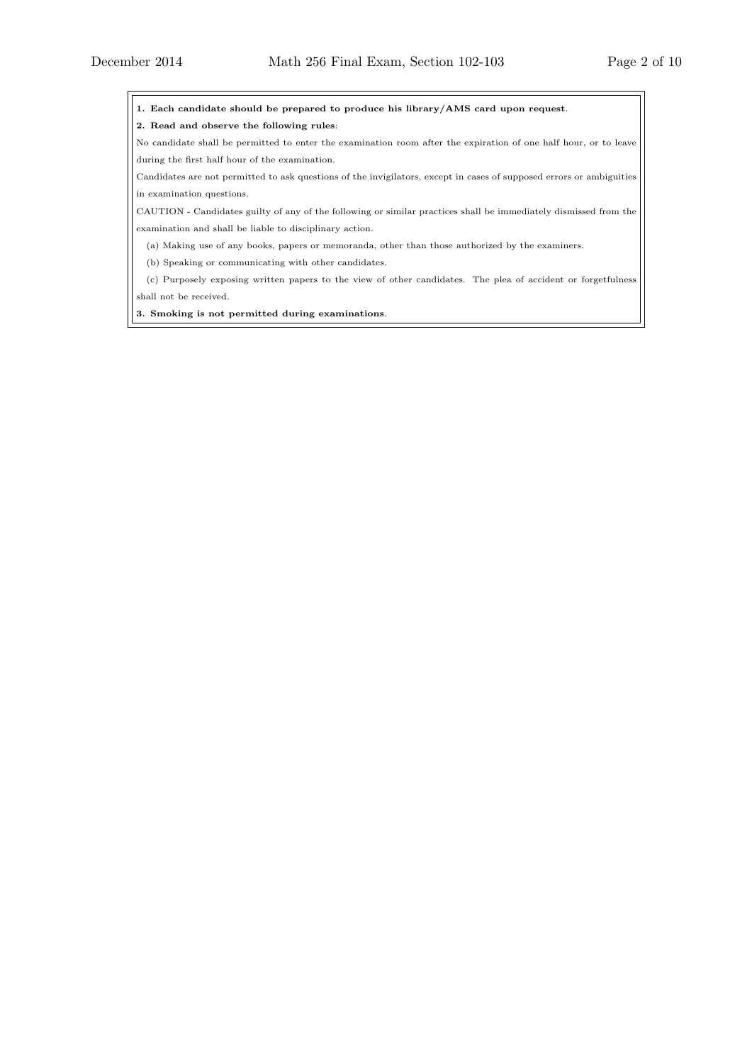**1. Each candidate should be prepared to produce his library/AMS card upon request**.

**2. Read and observe the following rules**:

No candidate shall be permitted to enter the examination room after the expiration of one half hour, or to leave during the first half hour of the examination.

Candidates are not permitted to ask questions of the invigilators, except in cases of supposed errors or ambiguities in examination questions.

CAUTION - Candidates guilty of any of the following or similar practices shall be immediately dismissed from the examination and shall be liable to disciplinary action.

(a) Making use of any books, papers or memoranda, other than those authorized by the examiners.

(b) Speaking or communicating with other candidates.

(c) Purposely exposing written papers to the view of other candidates. The plea of accident or forgetfulness shall not be received.

**3. Smoking is not permitted during examinations**.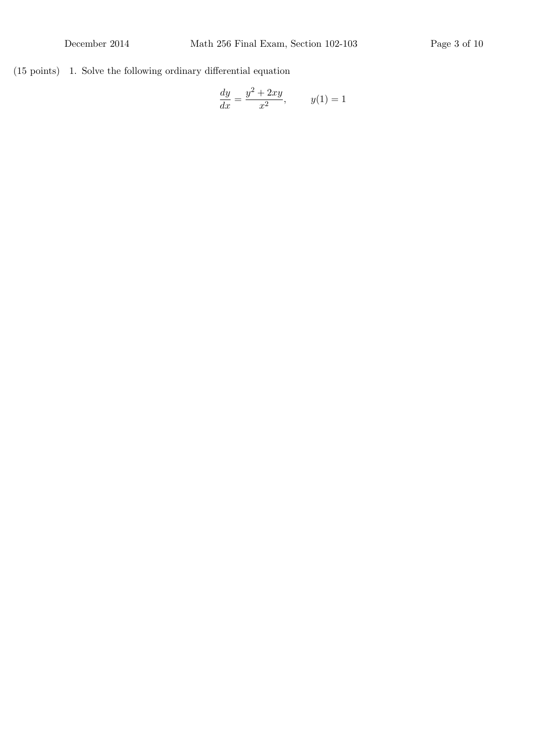(15 points) 1. Solve the following ordinary differential equation

$$\frac{dy}{dx} = \frac{y^2 + 2xy}{x^2}, \qquad y(1) = 1$$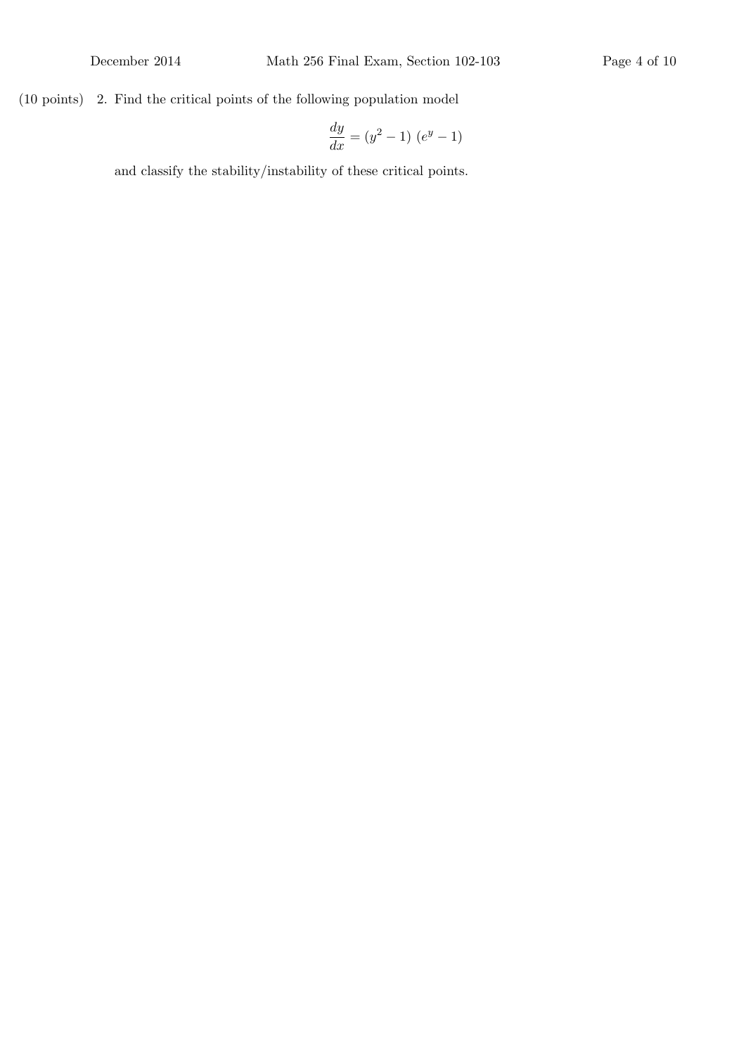(10 points) 2. Find the critical points of the following population model

$$\frac{dy}{dx} = (y^2 - 1)\ (e^y - 1)$$

and classify the stability/instability of these critical points.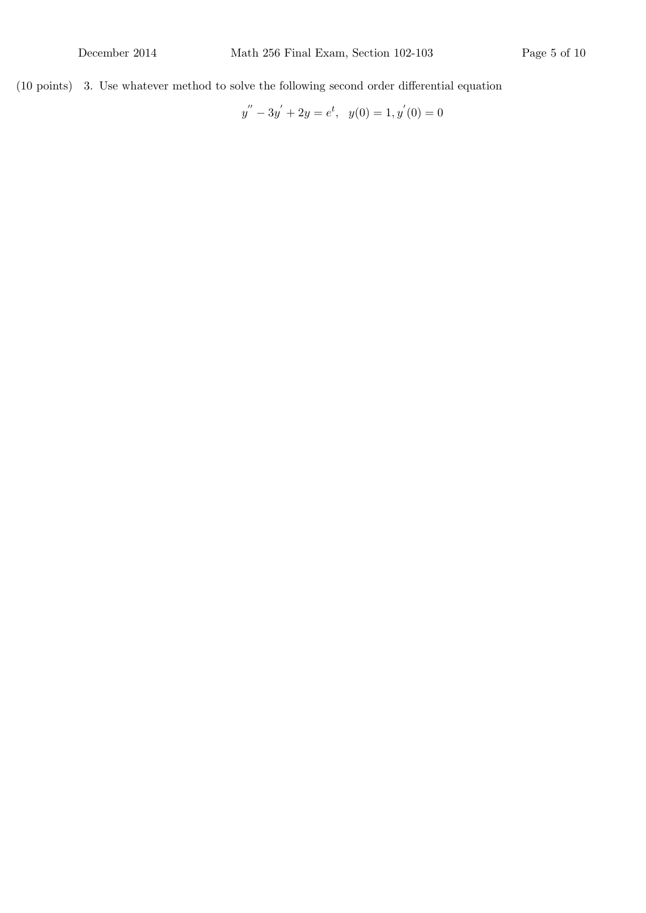(10 points) 3. Use whatever method to solve the following second order differential equation

$$y'' - 3y' + 2y = e^t, \quad y(0) = 1, y'(0) = 0$$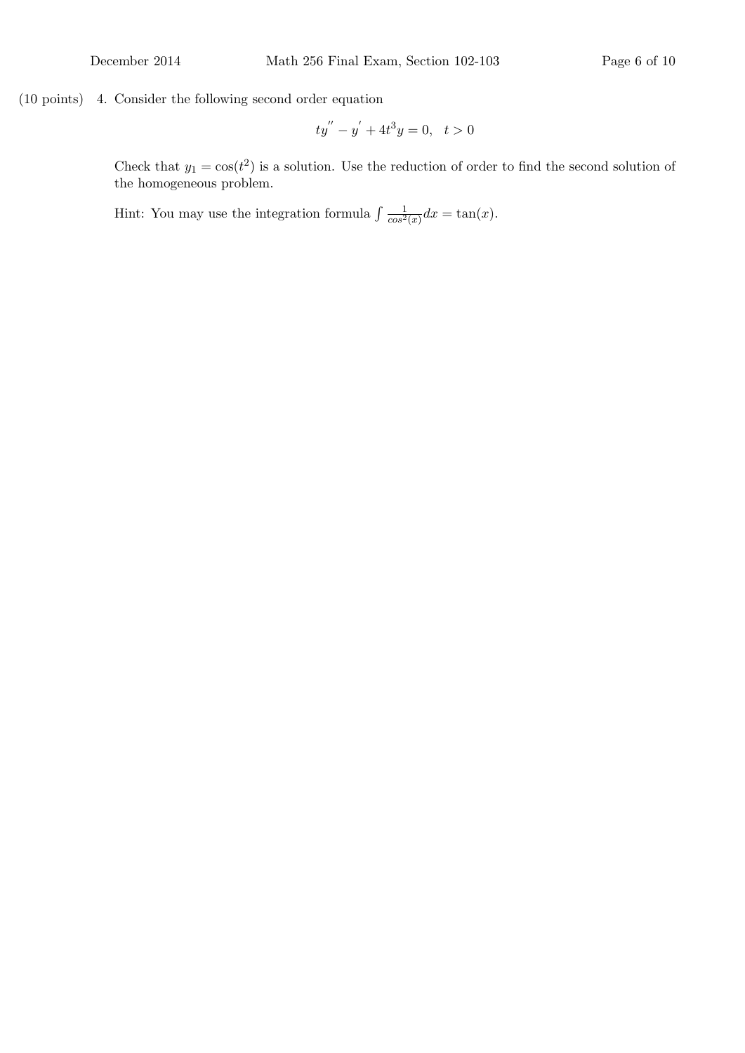(10 points) 4. Consider the following second order equation

$$ty'' - y' + 4t^3 y = 0, \quad t > 0$$

Check that $y_1 = \cos(t^2)$ is a solution. Use the reduction of order to find the second solution of the homogeneous problem.

Hint: You may use the integration formula $\int \frac{1}{cos^2(x)} dx = \tan(x)$.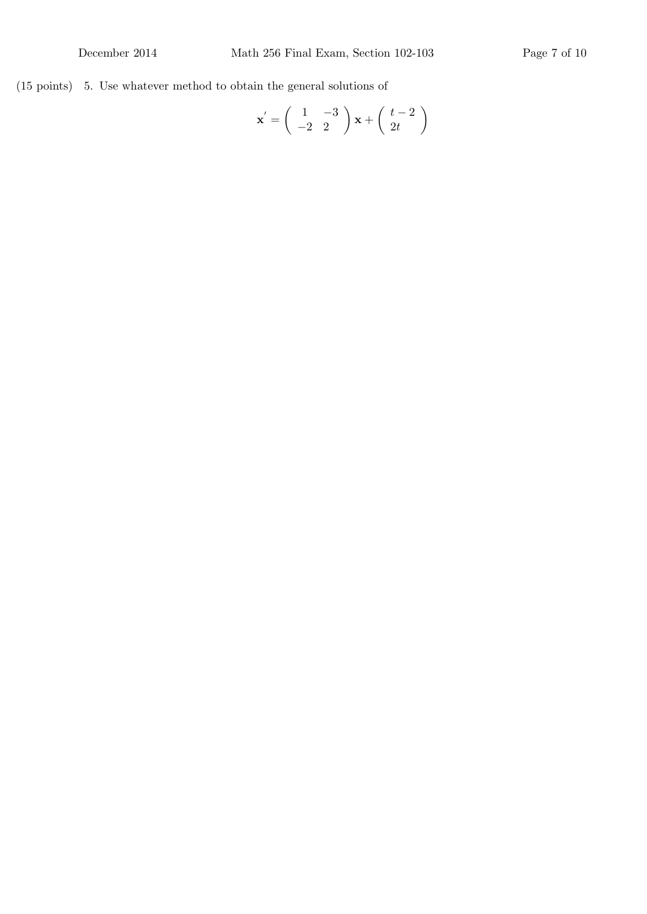(15 points) 5. Use whatever method to obtain the general solutions of

$$\mathbf{x}' = \begin{pmatrix} 1 & -3 \\ -2 & 2 \end{pmatrix} \mathbf{x} + \begin{pmatrix} t-2 \\ 2t \end{pmatrix}$$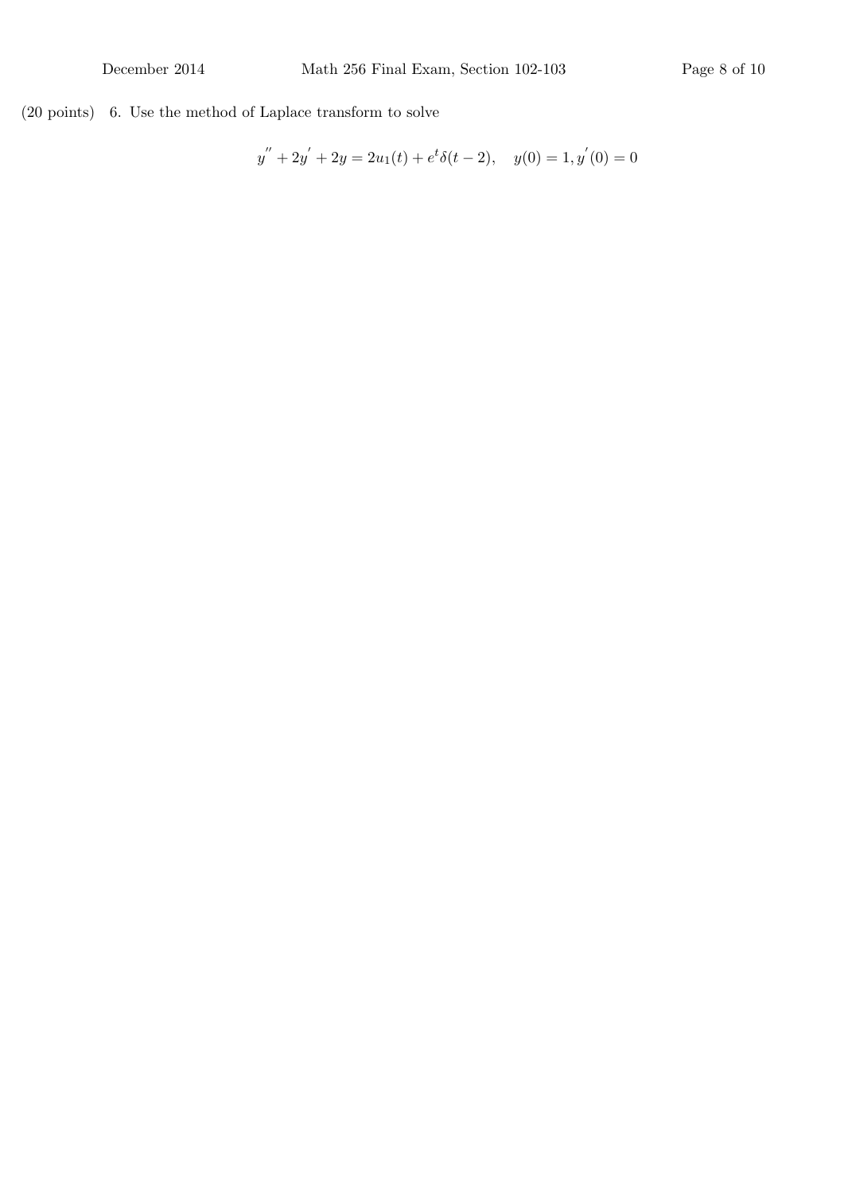(20 points) 6. Use the method of Laplace transform to solve

$$y'' + 2y' + 2y = 2u_1(t) + e^t\delta(t-2), \quad y(0) = 1, y'(0) = 0$$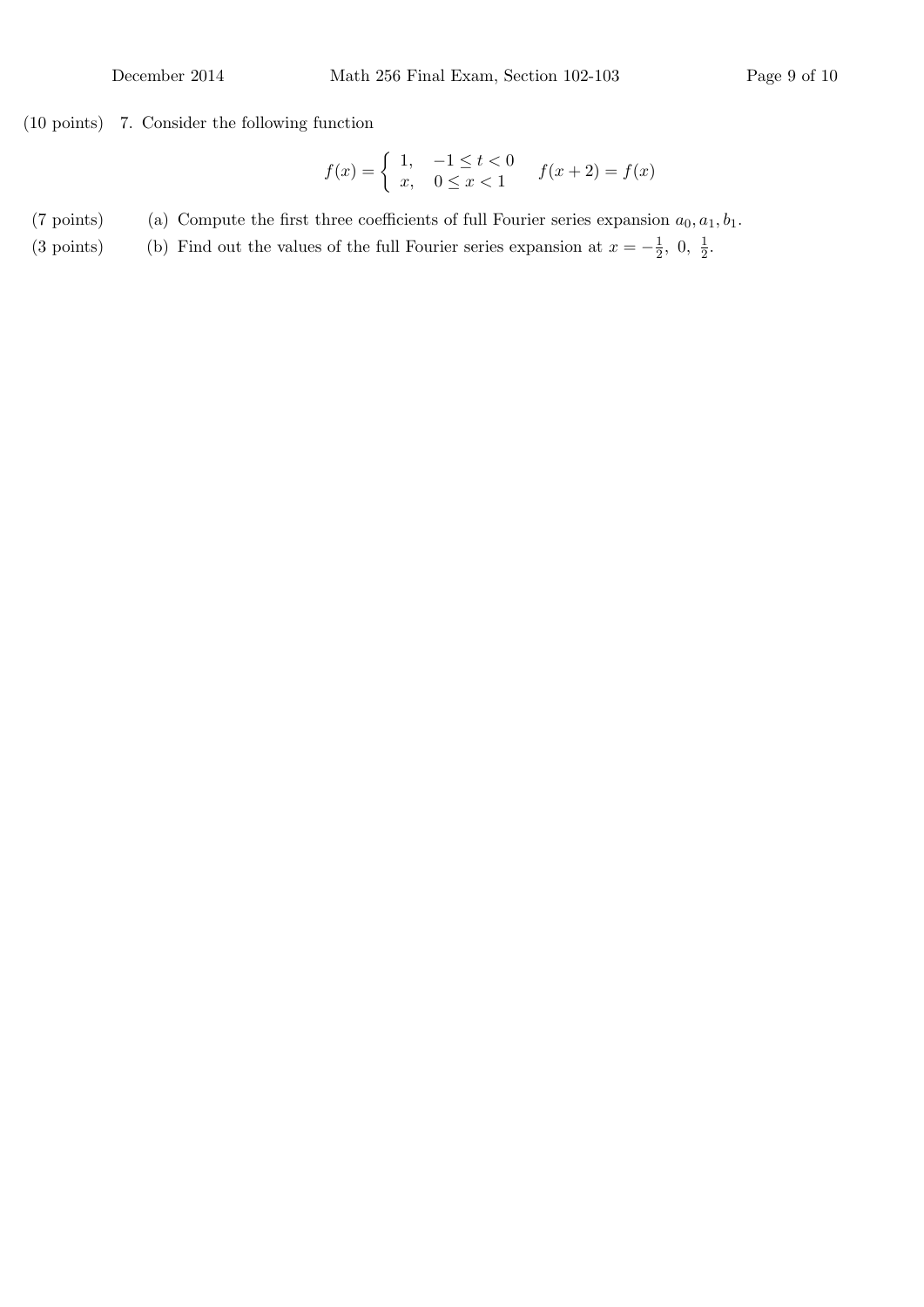(10 points) 7. Consider the following function

$$f(x) = \begin{cases} 1, & -1 \leq t < 0 \\ x, & 0 \leq x < 1 \end{cases} \qquad f(x+2) = f(x)$$

(7 points) (a) Compute the first three coefficients of full Fourier series expansion $a_0, a_1, b_1$.

(3 points) (b) Find out the values of the full Fourier series expansion at $x = -\frac{1}{2},\ 0,\ \frac{1}{2}$.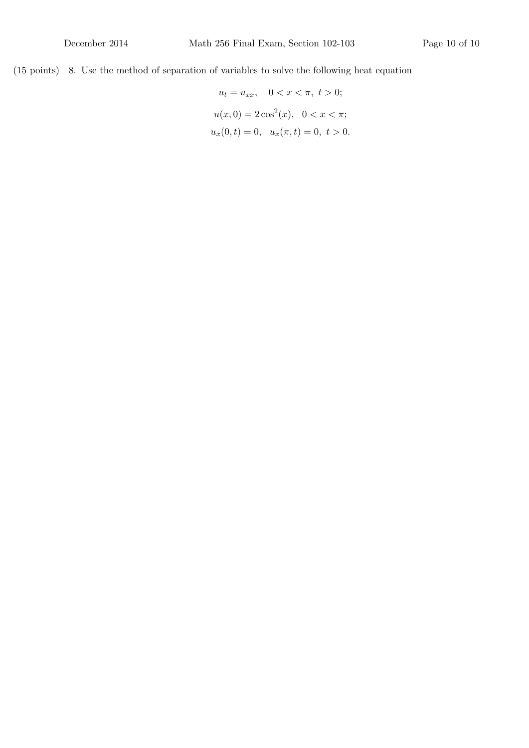(15 points) 8. Use the method of separation of variables to solve the following heat equation

$$u_t = u_{xx}, \quad 0 < x < \pi,\ t > 0;$$

$$u(x, 0) = 2\cos^2(x), \quad 0 < x < \pi;$$

$$u_x(0, t) = 0, \quad u_x(\pi, t) = 0,\ t > 0.$$